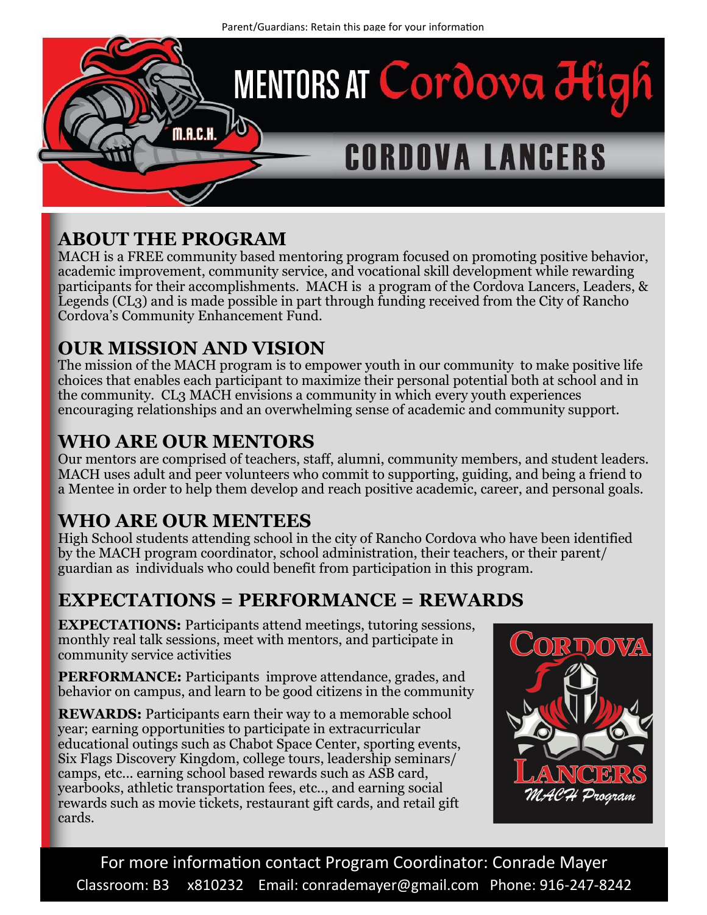Parent/Guardians: Retain this page for your information

# MENTORS AT Cordova High

## CORDOVA LANCERS

M.A.C.H.

## ABOUT THE PROGRAM

MACH is a FREE community based mentoring program focused on promoting positive behavior, academic improvement, community service, and vocational skill development while rewarding participants for their accomplishments. MACH is a program of the Cordova Lancers, Leaders, & Legends (CL3) and is made possible in part through funding received from the City of Rancho Cordova's Community Enhancement Fund.

## OUR MISSION AND VISION

The mission of the MACH program is to empower youth in our community to make positive life choices that enables each participant to maximize their personal potential both at school and in the community. CL3 MACH envisions a community in which every youth experiences encouraging relationships and an overwhelming sense of academic and community support.

## WHO ARE OUR MENTORS

Our mentors are comprised of teachers, staff, alumni, community members, and student leaders. MACH uses adult and peer volunteers who commit to supporting, guiding, and being a friend to a Mentee in order to help them develop and reach positive academic, career, and personal goals.

## WHO ARE OUR MENTEES

High School students attending school in the city of Rancho Cordova who have been identified by the MACH program coordinator, school administration, their teachers, or their parent/guardian as individuals who could benefit from participation in this program.

## EXPECTATIONS = PERFORMANCE = REWARDS

**EXPECTATIONS:** Participants attend meetings, tutoring sessions, monthly real talk sessions, meet with mentors, and participate in community service activities

**PERFORMANCE:** Participants improve attendance, grades, and behavior on campus, and learn to be good citizens in the community

**REWARDS:** Participants earn their way to a memorable school year; earning opportunities to participate in extracurricular educational outings such as Chabot Space Center, sporting events, Six Flags Discovery Kingdom, college tours, leadership seminars/camps, etc... earning school based rewards such as ASB card, yearbooks, athletic transportation fees, etc.., and earning social rewards such as movie tickets, restaurant gift cards, and retail gift cards.

CORDOVA LANCERS *MACH Program*

For more information contact Program Coordinator: Conrade Mayer

Classroom: B3 x810232 Email: conrademayer@gmail.com Phone: 916-247-8242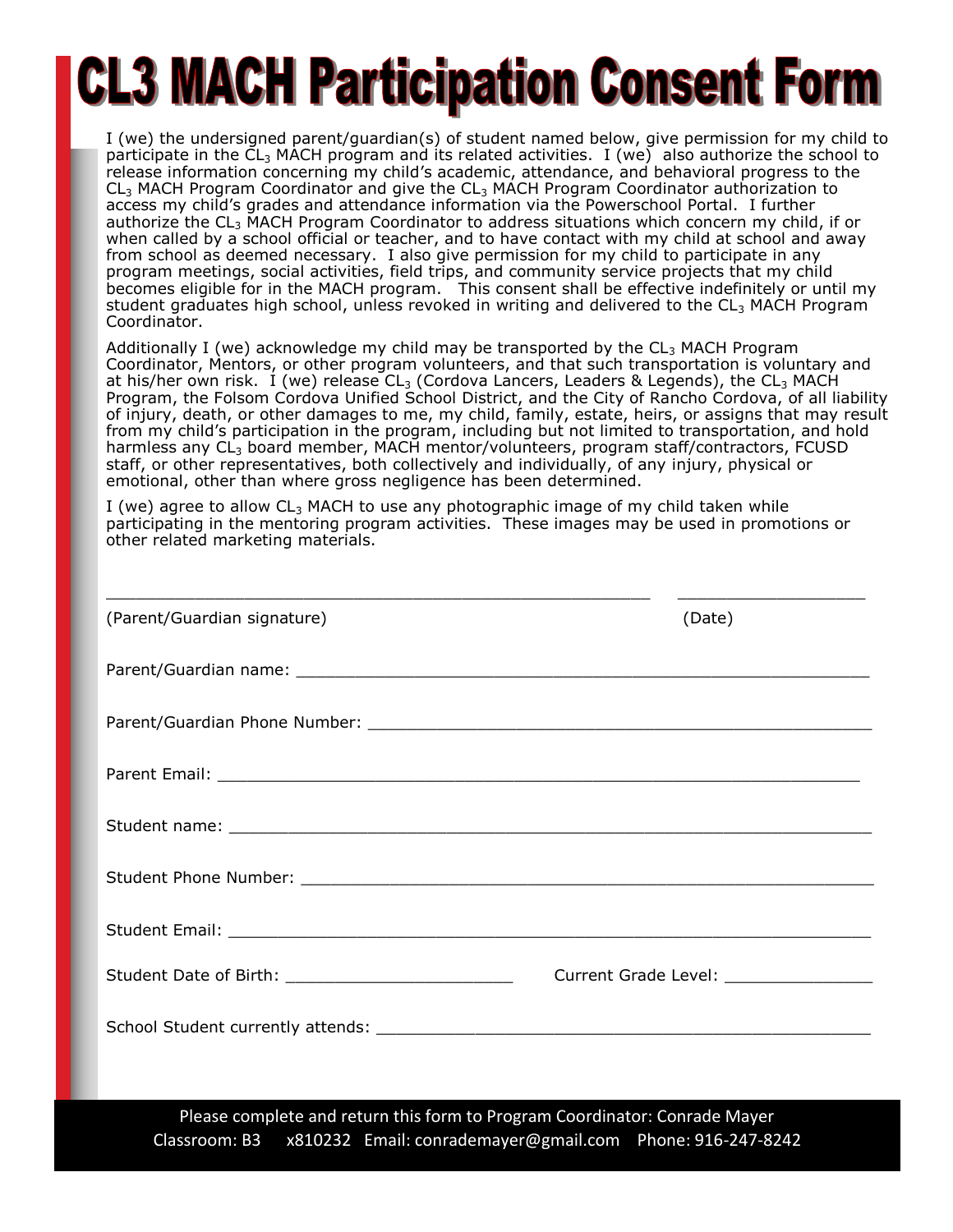# CL3 MACH Participation Consent Form

I (we) the undersigned parent/guardian(s) of student named below, give permission for my child to participate in the $CL_3$ MACH program and its related activities. I (we) also authorize the school to release information concerning my child's academic, attendance, and behavioral progress to the $CL_3$ MACH Program Coordinator and give the $CL_3$ MACH Program Coordinator authorization to access my child's grades and attendance information via the Powerschool Portal. I further authorize the $CL_3$ MACH Program Coordinator to address situations which concern my child, if or when called by a school official or teacher, and to have contact with my child at school and away from school as deemed necessary. I also give permission for my child to participate in any program meetings, social activities, field trips, and community service projects that my child becomes eligible for in the MACH program. This consent shall be effective indefinitely or until my student graduates high school, unless revoked in writing and delivered to the $CL_3$ MACH Program Coordinator.

Additionally I (we) acknowledge my child may be transported by the $CL_3$ MACH Program Coordinator, Mentors, or other program volunteers, and that such transportation is voluntary and at his/her own risk. I (we) release $CL_3$ (Cordova Lancers, Leaders & Legends), the $CL_3$ MACH Program, the Folsom Cordova Unified School District, and the City of Rancho Cordova, of all liability of injury, death, or other damages to me, my child, family, estate, heirs, or assigns that may result from my child's participation in the program, including but not limited to transportation, and hold harmless any $CL_3$ board member, MACH mentor/volunteers, program staff/contractors, FCUSD staff, or other representatives, both collectively and individually, of any injury, physical or emotional, other than where gross negligence has been determined.

I (we) agree to allow $CL_3$ MACH to use any photographic image of my child taken while participating in the mentoring program activities. These images may be used in promotions or other related marketing materials.

_______________________________________________________ __________________

(Parent/Guardian signature) (Date)

Parent/Guardian name: ___________________________________________________________

Parent/Guardian Phone Number: _____________________________________________________

Parent Email: __________________________________________________________________

Student name: _________________________________________________________________

Student Phone Number: __________________________________________________________

Student Email: _________________________________________________________________

Student Date of Birth: _______________________ Current Grade Level: _______________

School Student currently attends: __________________________________________________

Please complete and return this form to Program Coordinator: Conrade Mayer
Classroom: B3 x810232 Email: conrademayer@gmail.com Phone: 916-247-8242